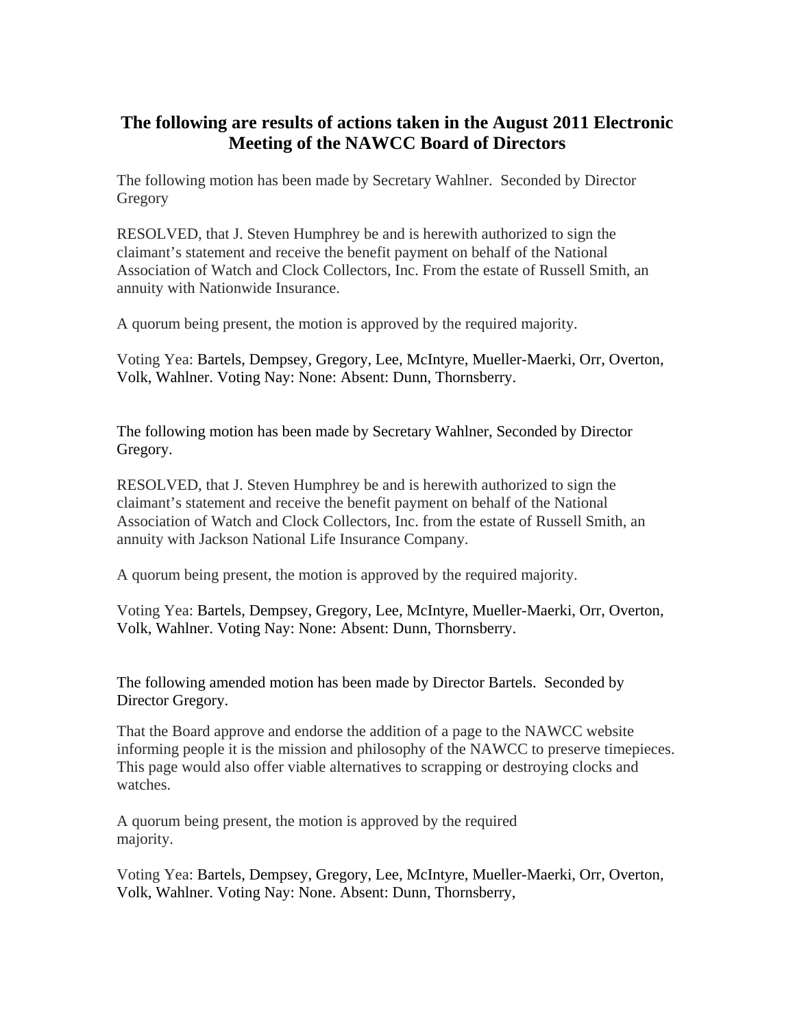# The following are results of actions taken in the August 2011 Electronic Meeting of the NAWCC Board of Directors

The following motion has been made by Secretary Wahlner. Seconded by Director Gregory

RESOLVED, that J. Steven Humphrey be and is herewith authorized to sign the claimant's statement and receive the benefit payment on behalf of the National Association of Watch and Clock Collectors, Inc. From the estate of Russell Smith, an annuity with Nationwide Insurance.

A quorum being present, the motion is approved by the required majority.

Voting Yea: Bartels, Dempsey, Gregory, Lee, McIntyre, Mueller-Maerki, Orr, Overton, Volk, Wahlner. Voting Nay: None: Absent: Dunn, Thornsberry.

The following motion has been made by Secretary Wahlner, Seconded by Director Gregory.

RESOLVED, that J. Steven Humphrey be and is herewith authorized to sign the claimant's statement and receive the benefit payment on behalf of the National Association of Watch and Clock Collectors, Inc. from the estate of Russell Smith, an annuity with Jackson National Life Insurance Company.

A quorum being present, the motion is approved by the required majority.

Voting Yea: Bartels, Dempsey, Gregory, Lee, McIntyre, Mueller-Maerki, Orr, Overton, Volk, Wahlner. Voting Nay: None: Absent: Dunn, Thornsberry.

The following amended motion has been made by Director Bartels. Seconded by Director Gregory.

That the Board approve and endorse the addition of a page to the NAWCC website informing people it is the mission and philosophy of the NAWCC to preserve timepieces. This page would also offer viable alternatives to scrapping or destroying clocks and watches.

A quorum being present, the motion is approved by the required majority.

Voting Yea: Bartels, Dempsey, Gregory, Lee, McIntyre, Mueller-Maerki, Orr, Overton, Volk, Wahlner. Voting Nay: None. Absent: Dunn, Thornsberry,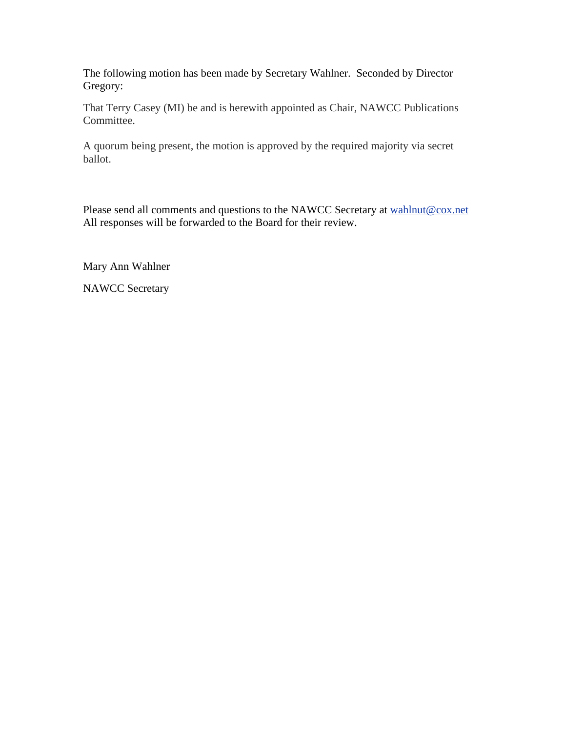The following motion has been made by Secretary Wahlner. Seconded by Director Gregory:

That Terry Casey (MI) be and is herewith appointed as Chair, NAWCC Publications Committee.

A quorum being present, the motion is approved by the required majority via secret ballot.

Please send all comments and questions to the NAWCC Secretary at wahlnut@cox.net
All responses will be forwarded to the Board for their review.

Mary Ann Wahlner

NAWCC Secretary